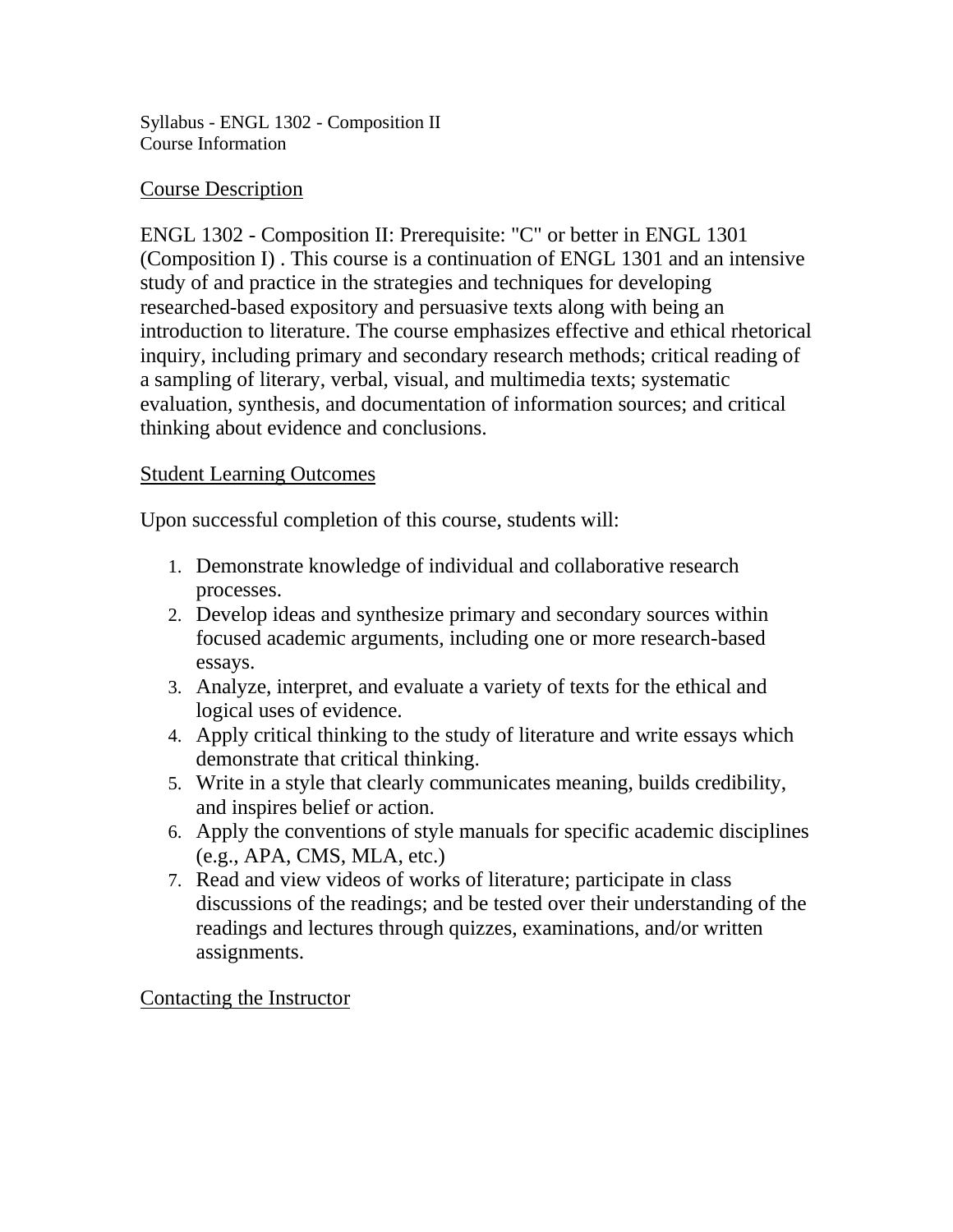Syllabus - ENGL 1302 - Composition II
Course Information

## Course Description

ENGL 1302 - Composition II: Prerequisite: "C" or better in ENGL 1301 (Composition I) . This course is a continuation of ENGL 1301 and an intensive study of and practice in the strategies and techniques for developing researched-based expository and persuasive texts along with being an introduction to literature. The course emphasizes effective and ethical rhetorical inquiry, including primary and secondary research methods; critical reading of a sampling of literary, verbal, visual, and multimedia texts; systematic evaluation, synthesis, and documentation of information sources; and critical thinking about evidence and conclusions.

## Student Learning Outcomes

Upon successful completion of this course, students will:

1. Demonstrate knowledge of individual and collaborative research processes.
2. Develop ideas and synthesize primary and secondary sources within focused academic arguments, including one or more research-based essays.
3. Analyze, interpret, and evaluate a variety of texts for the ethical and logical uses of evidence.
4. Apply critical thinking to the study of literature and write essays which demonstrate that critical thinking.
5. Write in a style that clearly communicates meaning, builds credibility, and inspires belief or action.
6. Apply the conventions of style manuals for specific academic disciplines (e.g., APA, CMS, MLA, etc.)
7. Read and view videos of works of literature; participate in class discussions of the readings; and be tested over their understanding of the readings and lectures through quizzes, examinations, and/or written assignments.

## Contacting the Instructor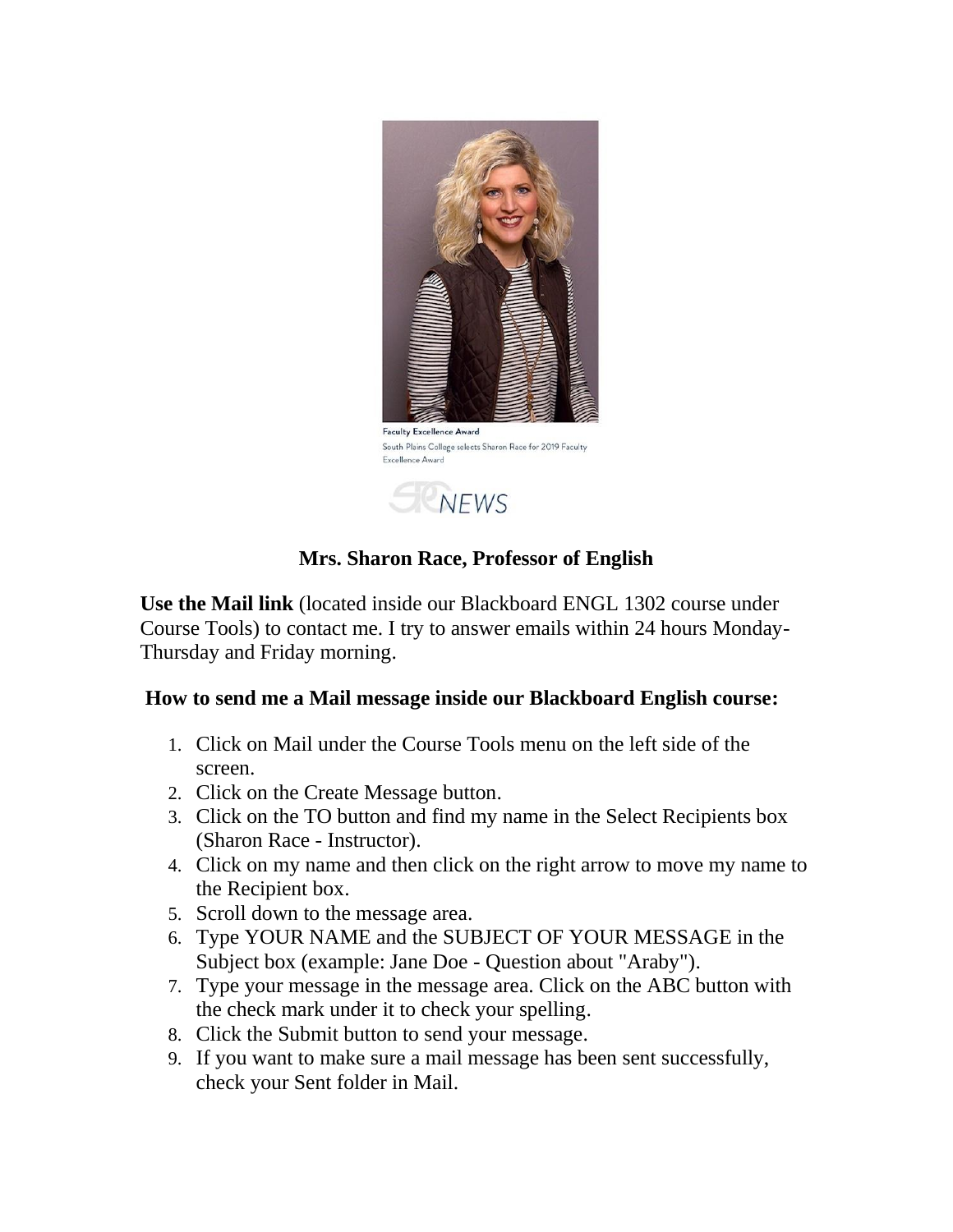Faculty Excellence Award

South Plains College selects Sharon Race for 2019 Faculty Excellence Award

NEWS

**Mrs. Sharon Race, Professor of English**

**Use the Mail link** (located inside our Blackboard ENGL 1302 course under Course Tools) to contact me. I try to answer emails within 24 hours Monday-Thursday and Friday morning.

**How to send me a Mail message inside our Blackboard English course:**

1. Click on Mail under the Course Tools menu on the left side of the screen.
2. Click on the Create Message button.
3. Click on the TO button and find my name in the Select Recipients box (Sharon Race - Instructor).
4. Click on my name and then click on the right arrow to move my name to the Recipient box.
5. Scroll down to the message area.
6. Type YOUR NAME and the SUBJECT OF YOUR MESSAGE in the Subject box (example: Jane Doe - Question about "Araby").
7. Type your message in the message area. Click on the ABC button with the check mark under it to check your spelling.
8. Click the Submit button to send your message.
9. If you want to make sure a mail message has been sent successfully, check your Sent folder in Mail.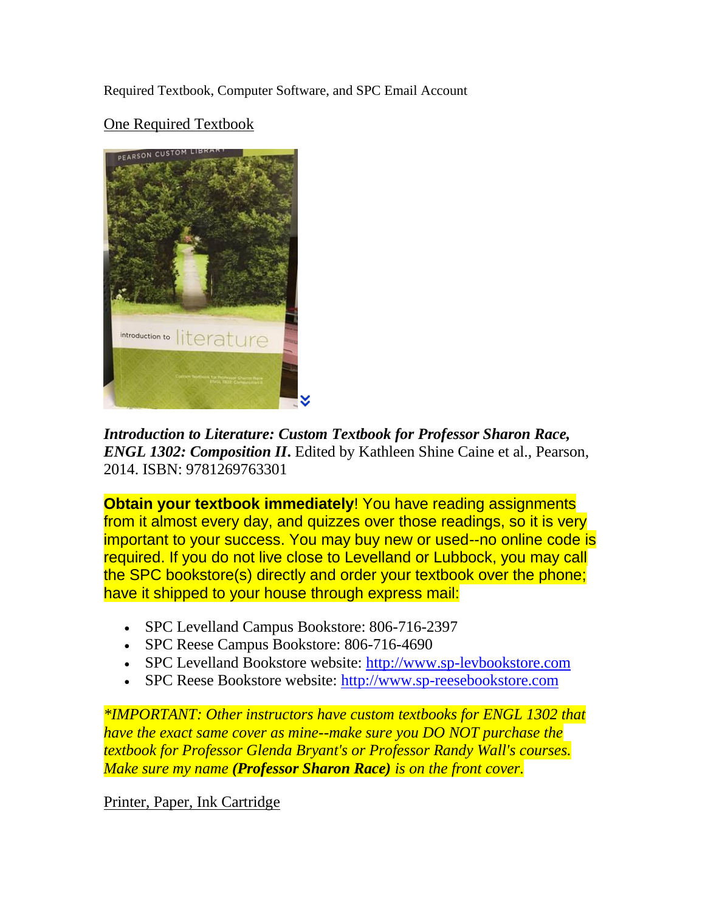Required Textbook, Computer Software, and SPC Email Account

One Required Textbook

***Introduction to Literature: Custom Textbook for Professor Sharon Race, ENGL 1302: Composition II***. Edited by Kathleen Shine Caine et al., Pearson, 2014. ISBN: 9781269763301

**Obtain your textbook immediately**! You have reading assignments from it almost every day, and quizzes over those readings, so it is very important to your success. You may buy new or used--no online code is required. If you do not live close to Levelland or Lubbock, you may call the SPC bookstore(s) directly and order your textbook over the phone; have it shipped to your house through express mail:

- SPC Levelland Campus Bookstore: 806-716-2397
- SPC Reese Campus Bookstore: 806-716-4690
- SPC Levelland Bookstore website: http://www.sp-levbookstore.com
- SPC Reese Bookstore website: http://www.sp-reesebookstore.com

*\*IMPORTANT: Other instructors have custom textbooks for ENGL 1302 that have the exact same cover as mine--make sure you DO NOT purchase the textbook for Professor Glenda Bryant's or Professor Randy Wall's courses. Make sure my name **(Professor Sharon Race)** is on the front cover.*

Printer, Paper, Ink Cartridge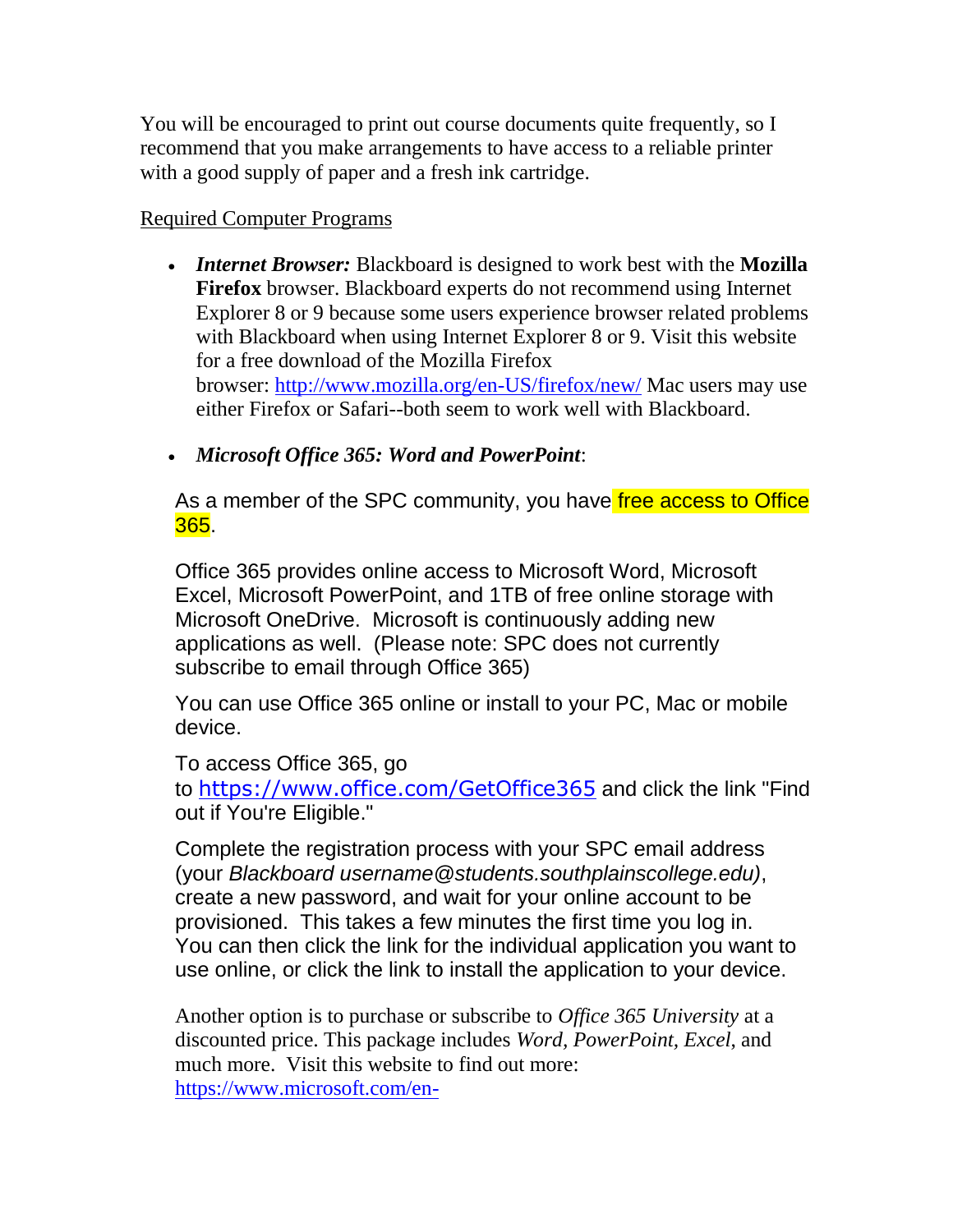You will be encouraged to print out course documents quite frequently, so I recommend that you make arrangements to have access to a reliable printer with a good supply of paper and a fresh ink cartridge.

Required Computer Programs

- ***Internet Browser:*** Blackboard is designed to work best with the **Mozilla Firefox** browser. Blackboard experts do not recommend using Internet Explorer 8 or 9 because some users experience browser related problems with Blackboard when using Internet Explorer 8 or 9. Visit this website for a free download of the Mozilla Firefox browser: [http://www.mozilla.org/en-US/firefox/new/](http://www.mozilla.org/en-US/firefox/new/) Mac users may use either Firefox or Safari--both seem to work well with Blackboard.

- ***Microsoft Office 365: Word and PowerPoint***:

  As a member of the SPC community, you have free access to Office 365.

  Office 365 provides online access to Microsoft Word, Microsoft Excel, Microsoft PowerPoint, and 1TB of free online storage with Microsoft OneDrive. Microsoft is continuously adding new applications as well. (Please note: SPC does not currently subscribe to email through Office 365)

  You can use Office 365 online or install to your PC, Mac or mobile device.

  To access Office 365, go to [https://www.office.com/GetOffice365](https://www.office.com/GetOffice365) and click the link "Find out if You're Eligible."

  Complete the registration process with your SPC email address (your *Blackboard username@students.southplainscollege.edu)*, create a new password, and wait for your online account to be provisioned. This takes a few minutes the first time you log in. You can then click the link for the individual application you want to use online, or click the link to install the application to your device.

  Another option is to purchase or subscribe to *Office 365 University* at a discounted price. This package includes *Word, PowerPoint, Excel,* and much more. Visit this website to find out more: [https://www.microsoft.com/en-](https://www.microsoft.com/en-)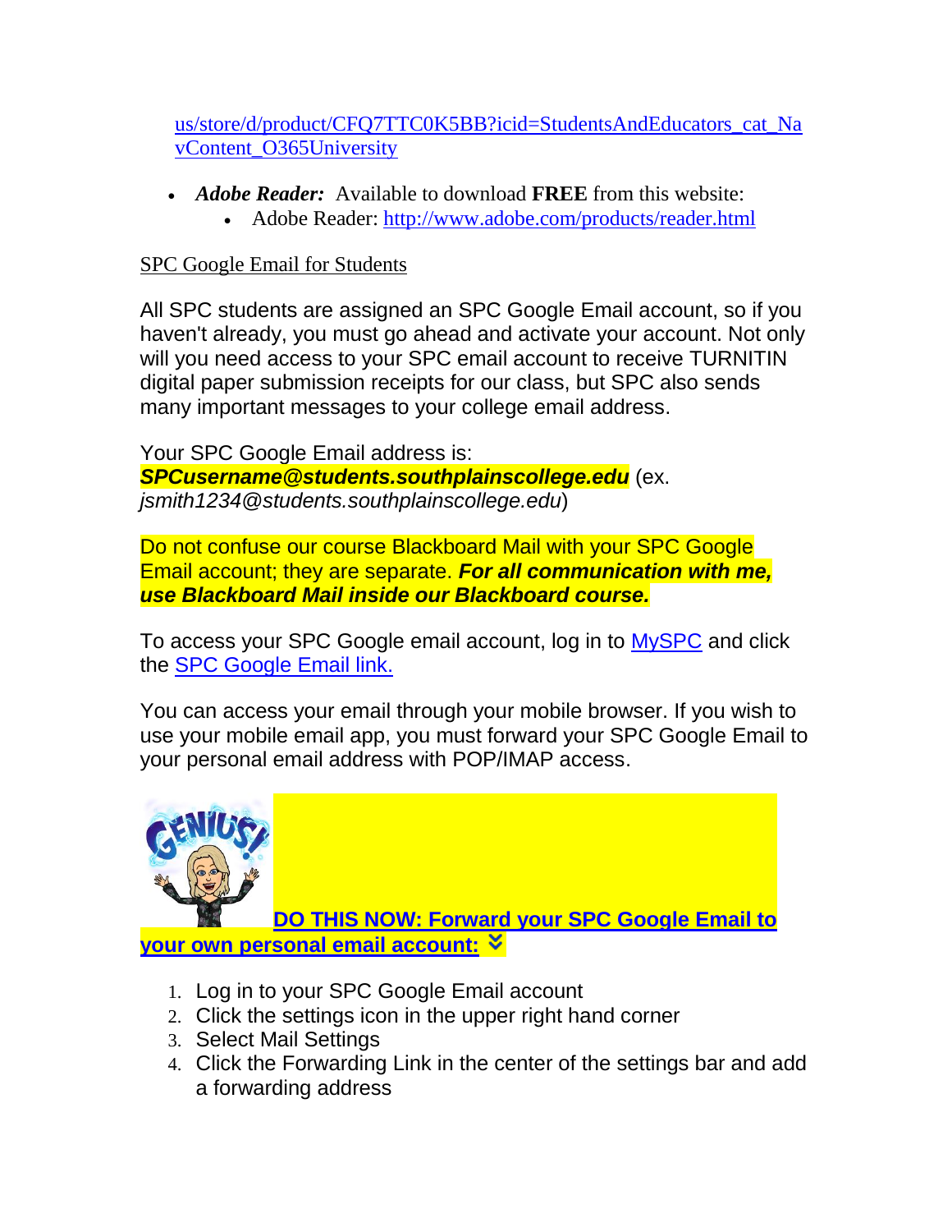us/store/d/product/CFQ7TTC0K5BB?icid=StudentsAndEducators_cat_NavContent_O365University

- ***Adobe Reader:*** Available to download **FREE** from this website:
  - Adobe Reader: http://www.adobe.com/products/reader.html

SPC Google Email for Students

All SPC students are assigned an SPC Google Email account, so if you haven't already, you must go ahead and activate your account. Not only will you need access to your SPC email account to receive TURNITIN digital paper submission receipts for our class, but SPC also sends many important messages to your college email address.

Your SPC Google Email address is: ***SPCusername@students.southplainscollege.edu*** (ex. *jsmith1234@students.southplainscollege.edu*)

Do not confuse our course Blackboard Mail with your SPC Google Email account; they are separate. ***For all communication with me, use Blackboard Mail inside our Blackboard course.***

To access your SPC Google email account, log in to MySPC and click the SPC Google Email link.

You can access your email through your mobile browser. If you wish to use your mobile email app, you must forward your SPC Google Email to your personal email address with POP/IMAP access.

**DO THIS NOW: Forward your SPC Google Email to your own personal email account:**

1. Log in to your SPC Google Email account
2. Click the settings icon in the upper right hand corner
3. Select Mail Settings
4. Click the Forwarding Link in the center of the settings bar and add a forwarding address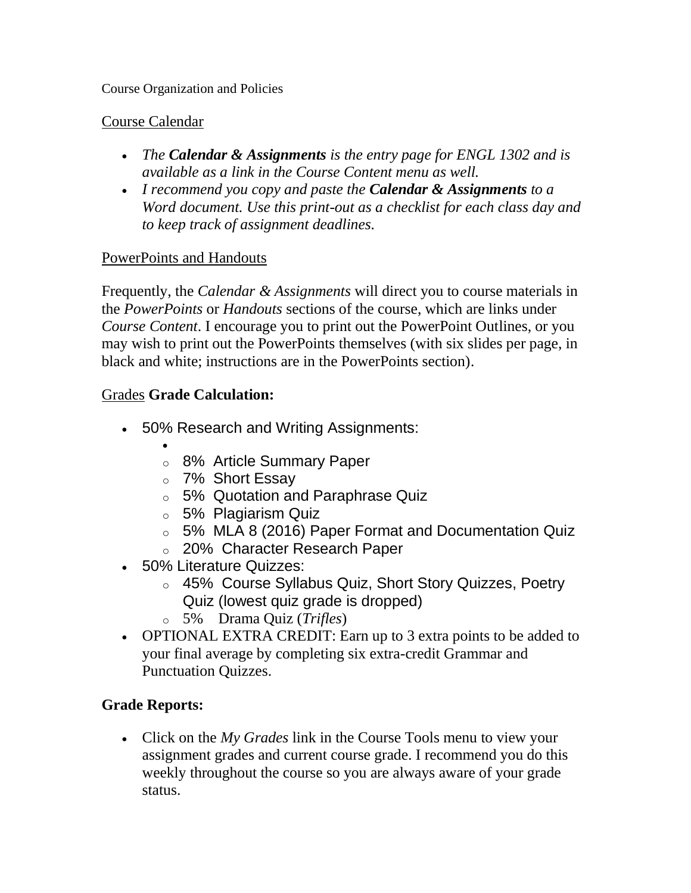Course Organization and Policies

Course Calendar

- *The **Calendar & Assignments** is the entry page for ENGL 1302 and is available as a link in the Course Content menu as well.*
- *I recommend you copy and paste the **Calendar & Assignments** to a Word document. Use this print-out as a checklist for each class day and to keep track of assignment deadlines.*

PowerPoints and Handouts

Frequently, the *Calendar & Assignments* will direct you to course materials in the *PowerPoints* or *Handouts* sections of the course, which are links under *Course Content*. I encourage you to print out the PowerPoint Outlines, or you may wish to print out the PowerPoints themselves (with six slides per page, in black and white; instructions are in the PowerPoints section).

Grades **Grade Calculation:**

- 50% Research and Writing Assignments:
  - 8% Article Summary Paper
  - 7% Short Essay
  - 5% Quotation and Paraphrase Quiz
  - 5% Plagiarism Quiz
  - 5% MLA 8 (2016) Paper Format and Documentation Quiz
  - 20% Character Research Paper
- 50% Literature Quizzes:
  - 45% Course Syllabus Quiz, Short Story Quizzes, Poetry Quiz (lowest quiz grade is dropped)
  - 5% Drama Quiz (*Trifles*)
- OPTIONAL EXTRA CREDIT: Earn up to 3 extra points to be added to your final average by completing six extra-credit Grammar and Punctuation Quizzes.

**Grade Reports:**

- Click on the *My Grades* link in the Course Tools menu to view your assignment grades and current course grade. I recommend you do this weekly throughout the course so you are always aware of your grade status.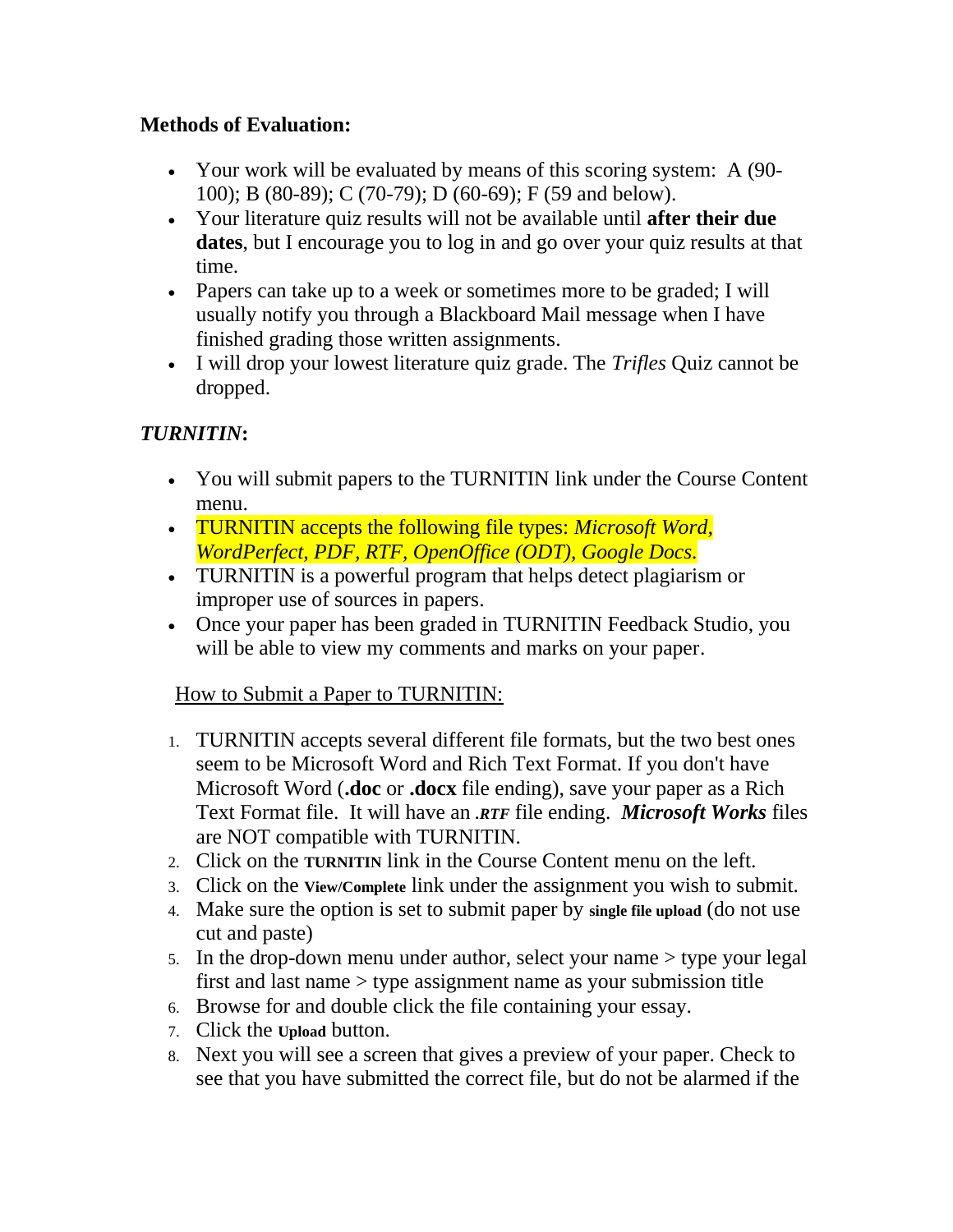**Methods of Evaluation:**

- Your work will be evaluated by means of this scoring system: A (90-100); B (80-89); C (70-79); D (60-69); F (59 and below).
- Your literature quiz results will not be available until **after their due dates**, but I encourage you to log in and go over your quiz results at that time.
- Papers can take up to a week or sometimes more to be graded; I will usually notify you through a Blackboard Mail message when I have finished grading those written assignments.
- I will drop your lowest literature quiz grade. The *Trifles* Quiz cannot be dropped.

***TURNITIN*:**

- You will submit papers to the TURNITIN link under the Course Content menu.
- TURNITIN accepts the following file types: *Microsoft Word, WordPerfect, PDF, RTF, OpenOffice (ODT), Google Docs.*
- TURNITIN is a powerful program that helps detect plagiarism or improper use of sources in papers.
- Once your paper has been graded in TURNITIN Feedback Studio, you will be able to view my comments and marks on your paper.

How to Submit a Paper to TURNITIN:

1. TURNITIN accepts several different file formats, but the two best ones seem to be Microsoft Word and Rich Text Format. If you don't have Microsoft Word (**.doc** or **.docx** file ending), save your paper as a Rich Text Format file. It will have an ***.RTF*** file ending. ***Microsoft Works*** files are NOT compatible with TURNITIN.
2. Click on the **TURNITIN** link in the Course Content menu on the left.
3. Click on the **View/Complete** link under the assignment you wish to submit.
4. Make sure the option is set to submit paper by **single file upload** (do not use cut and paste)
5. In the drop-down menu under author, select your name > type your legal first and last name > type assignment name as your submission title
6. Browse for and double click the file containing your essay.
7. Click the **Upload** button.
8. Next you will see a screen that gives a preview of your paper. Check to see that you have submitted the correct file, but do not be alarmed if the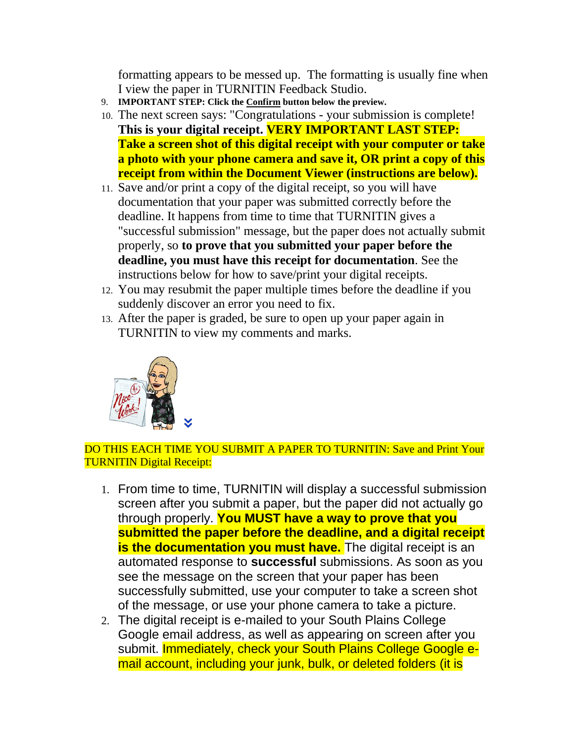formatting appears to be messed up. The formatting is usually fine when I view the paper in TURNITIN Feedback Studio.

9. **IMPORTANT STEP: Click the Confirm button below the preview.**
10. The next screen says: "Congratulations - your submission is complete! **This is your digital receipt. VERY IMPORTANT LAST STEP: Take a screen shot of this digital receipt with your computer or take a photo with your phone camera and save it, OR print a copy of this receipt from within the Document Viewer (instructions are below).**
11. Save and/or print a copy of the digital receipt, so you will have documentation that your paper was submitted correctly before the deadline. It happens from time to time that TURNITIN gives a "successful submission" message, but the paper does not actually submit properly, so **to prove that you submitted your paper before the deadline, you must have this receipt for documentation**. See the instructions below for how to save/print your digital receipts.
12. You may resubmit the paper multiple times before the deadline if you suddenly discover an error you need to fix.
13. After the paper is graded, be sure to open up your paper again in TURNITIN to view my comments and marks.

DO THIS EACH TIME YOU SUBMIT A PAPER TO TURNITIN: Save and Print Your TURNITIN Digital Receipt:

1. From time to time, TURNITIN will display a successful submission screen after you submit a paper, but the paper did not actually go through properly. **You MUST have a way to prove that you submitted the paper before the deadline, and a digital receipt is the documentation you must have.** The digital receipt is an automated response to **successful** submissions. As soon as you see the message on the screen that your paper has been successfully submitted, use your computer to take a screen shot of the message, or use your phone camera to take a picture.
2. The digital receipt is e-mailed to your South Plains College Google email address, as well as appearing on screen after you submit. Immediately, check your South Plains College Google e-mail account, including your junk, bulk, or deleted folders (it is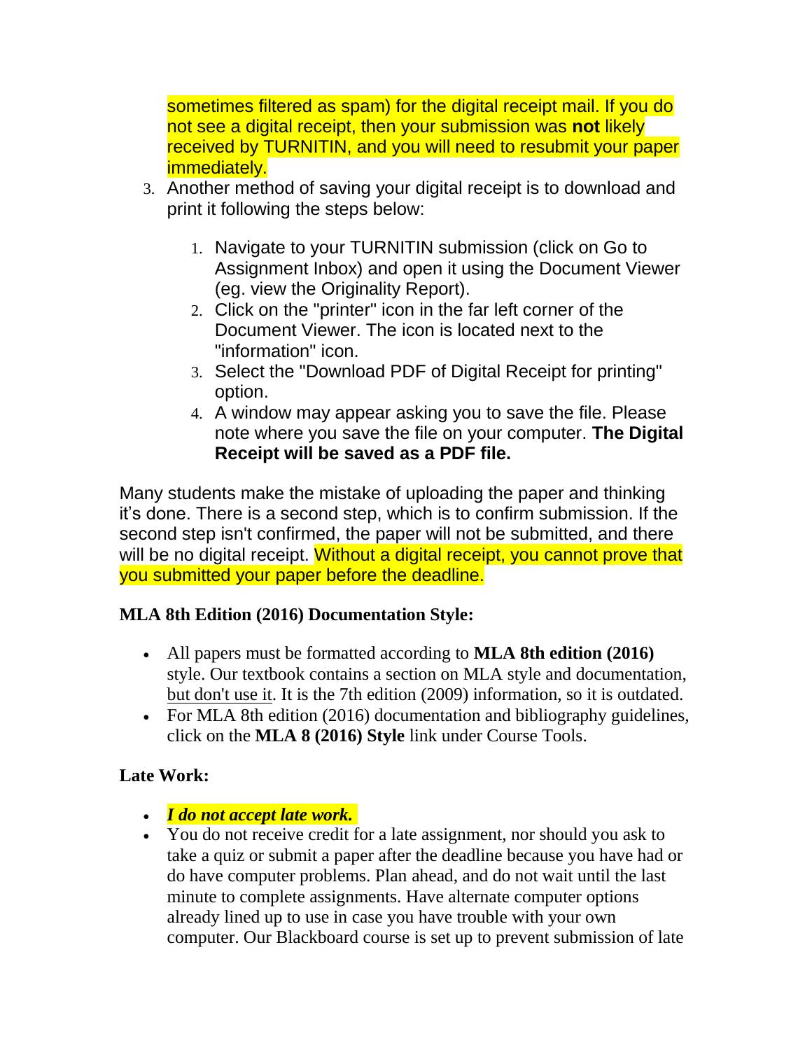sometimes filtered as spam) for the digital receipt mail. If you do not see a digital receipt, then your submission was **not** likely received by TURNITIN, and you will need to resubmit your paper immediately.

3. Another method of saving your digital receipt is to download and print it following the steps below:

    1. Navigate to your TURNITIN submission (click on Go to Assignment Inbox) and open it using the Document Viewer (eg. view the Originality Report).
    2. Click on the "printer" icon in the far left corner of the Document Viewer. The icon is located next to the "information" icon.
    3. Select the "Download PDF of Digital Receipt for printing" option.
    4. A window may appear asking you to save the file. Please note where you save the file on your computer. **The Digital Receipt will be saved as a PDF file.**

Many students make the mistake of uploading the paper and thinking it's done. There is a second step, which is to confirm submission. If the second step isn't confirmed, the paper will not be submitted, and there will be no digital receipt. Without a digital receipt, you cannot prove that you submitted your paper before the deadline.

**MLA 8th Edition (2016) Documentation Style:**

- All papers must be formatted according to **MLA 8th edition (2016)** style. Our textbook contains a section on MLA style and documentation, but don't use it. It is the 7th edition (2009) information, so it is outdated.
- For MLA 8th edition (2016) documentation and bibliography guidelines, click on the **MLA 8 (2016) Style** link under Course Tools.

**Late Work:**

- ***I do not accept late work.***
- You do not receive credit for a late assignment, nor should you ask to take a quiz or submit a paper after the deadline because you have had or do have computer problems. Plan ahead, and do not wait until the last minute to complete assignments. Have alternate computer options already lined up to use in case you have trouble with your own computer. Our Blackboard course is set up to prevent submission of late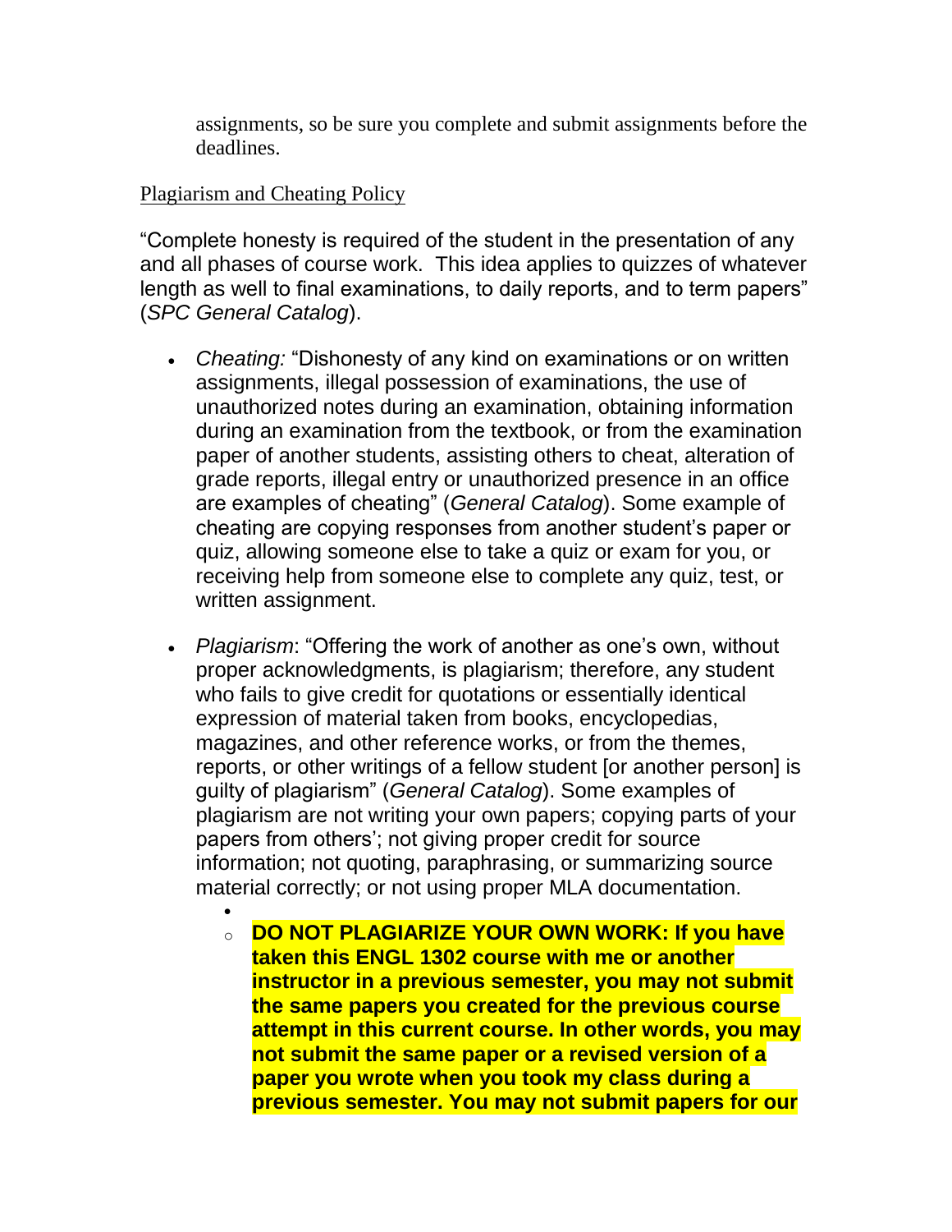assignments, so be sure you complete and submit assignments before the deadlines.

Plagiarism and Cheating Policy

"Complete honesty is required of the student in the presentation of any and all phases of course work. This idea applies to quizzes of whatever length as well to final examinations, to daily reports, and to term papers" (*SPC General Catalog*).

- *Cheating:* "Dishonesty of any kind on examinations or on written assignments, illegal possession of examinations, the use of unauthorized notes during an examination, obtaining information during an examination from the textbook, or from the examination paper of another students, assisting others to cheat, alteration of grade reports, illegal entry or unauthorized presence in an office are examples of cheating" (*General Catalog*). Some example of cheating are copying responses from another student's paper or quiz, allowing someone else to take a quiz or exam for you, or receiving help from someone else to complete any quiz, test, or written assignment.
- *Plagiarism*: "Offering the work of another as one's own, without proper acknowledgments, is plagiarism; therefore, any student who fails to give credit for quotations or essentially identical expression of material taken from books, encyclopedias, magazines, and other reference works, or from the themes, reports, or other writings of a fellow student [or another person] is guilty of plagiarism" (*General Catalog*). Some examples of plagiarism are not writing your own papers; copying parts of your papers from others'; not giving proper credit for source information; not quoting, paraphrasing, or summarizing source material correctly; or not using proper MLA documentation.
  - **DO NOT PLAGIARIZE YOUR OWN WORK: If you have taken this ENGL 1302 course with me or another instructor in a previous semester, you may not submit the same papers you created for the previous course attempt in this current course. In other words, you may not submit the same paper or a revised version of a paper you wrote when you took my class during a previous semester. You may not submit papers for our**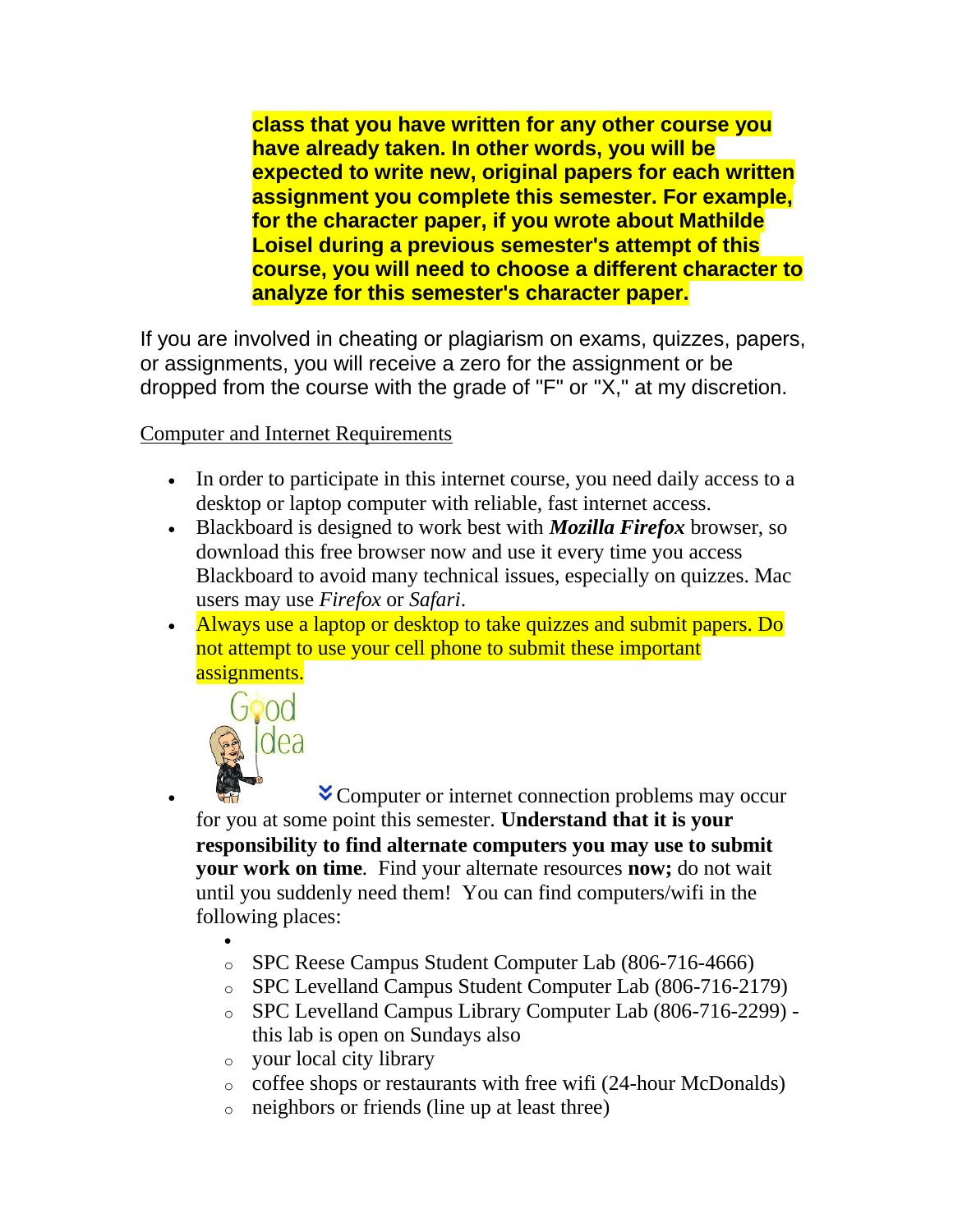**class that you have written for any other course you have already taken. In other words, you will be expected to write new, original papers for each written assignment you complete this semester. For example, for the character paper, if you wrote about Mathilde Loisel during a previous semester's attempt of this course, you will need to choose a different character to analyze for this semester's character paper.**

If you are involved in cheating or plagiarism on exams, quizzes, papers, or assignments, you will receive a zero for the assignment or be dropped from the course with the grade of "F" or "X," at my discretion.

Computer and Internet Requirements

- In order to participate in this internet course, you need daily access to a desktop or laptop computer with reliable, fast internet access.
- Blackboard is designed to work best with ***Mozilla Firefox*** browser, so download this free browser now and use it every time you access Blackboard to avoid many technical issues, especially on quizzes. Mac users may use *Firefox* or *Safari*.
- Always use a laptop or desktop to take quizzes and submit papers. Do not attempt to use your cell phone to submit these important assignments.
- Computer or internet connection problems may occur for you at some point this semester. **Understand that it is your responsibility to find alternate computers you may use to submit your work on time**. Find your alternate resources **now;** do not wait until you suddenly need them! You can find computers/wifi in the following places:
    - SPC Reese Campus Student Computer Lab (806-716-4666)
    - SPC Levelland Campus Student Computer Lab (806-716-2179)
    - SPC Levelland Campus Library Computer Lab (806-716-2299) - this lab is open on Sundays also
    - your local city library
    - coffee shops or restaurants with free wifi (24-hour McDonalds)
    - neighbors or friends (line up at least three)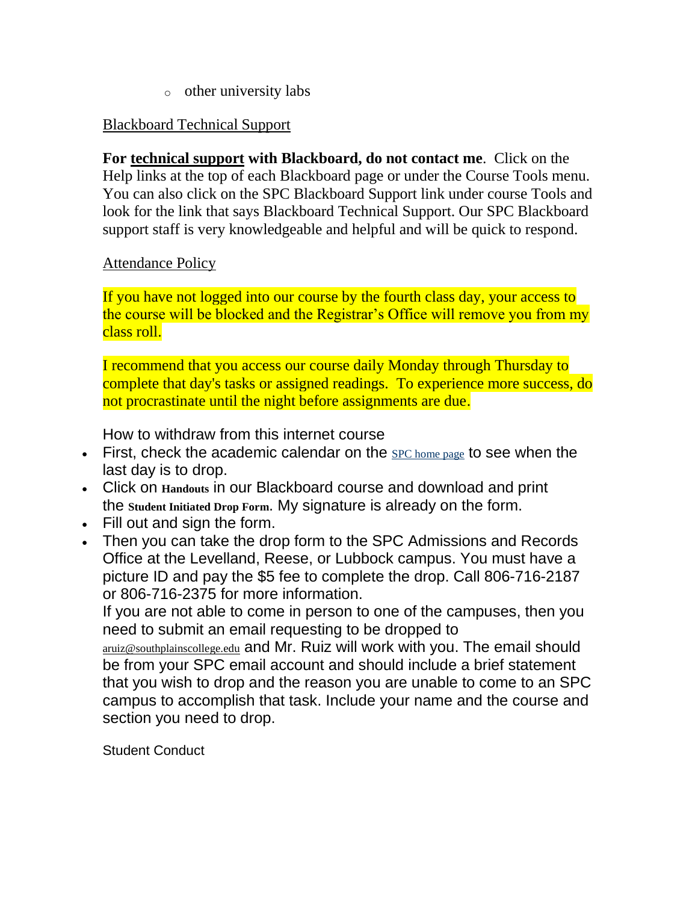- other university labs

Blackboard Technical Support

**For technical support with Blackboard, do not contact me**. Click on the Help links at the top of each Blackboard page or under the Course Tools menu. You can also click on the SPC Blackboard Support link under course Tools and look for the link that says Blackboard Technical Support. Our SPC Blackboard support staff is very knowledgeable and helpful and will be quick to respond.

Attendance Policy

If you have not logged into our course by the fourth class day, your access to the course will be blocked and the Registrar's Office will remove you from my class roll.

I recommend that you access our course daily Monday through Thursday to complete that day's tasks or assigned readings. To experience more success, do not procrastinate until the night before assignments are due.

How to withdraw from this internet course

- First, check the academic calendar on the SPC home page to see when the last day is to drop.
- Click on **Handouts** in our Blackboard course and download and print the **Student Initiated Drop Form**. My signature is already on the form.
- Fill out and sign the form.
- Then you can take the drop form to the SPC Admissions and Records Office at the Levelland, Reese, or Lubbock campus. You must have a picture ID and pay the $5 fee to complete the drop. Call 806-716-2187 or 806-716-2375 for more information.
  If you are not able to come in person to one of the campuses, then you need to submit an email requesting to be dropped to aruiz@southplainscollege.edu and Mr. Ruiz will work with you. The email should be from your SPC email account and should include a brief statement that you wish to drop and the reason you are unable to come to an SPC campus to accomplish that task. Include your name and the course and section you need to drop.

Student Conduct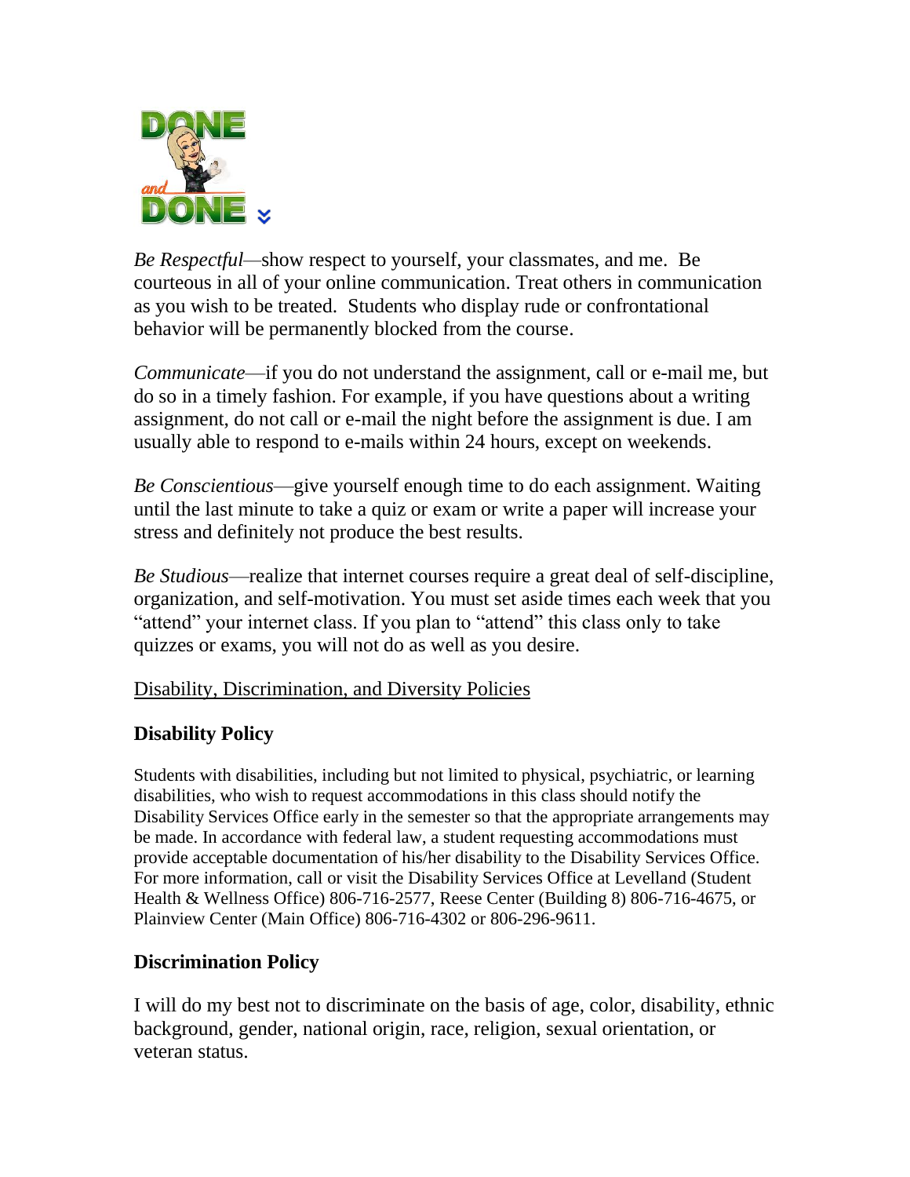*Be Respectful*—show respect to yourself, your classmates, and me. Be courteous in all of your online communication. Treat others in communication as you wish to be treated. Students who display rude or confrontational behavior will be permanently blocked from the course.

*Communicate*—if you do not understand the assignment, call or e-mail me, but do so in a timely fashion. For example, if you have questions about a writing assignment, do not call or e-mail the night before the assignment is due. I am usually able to respond to e-mails within 24 hours, except on weekends.

*Be Conscientious*—give yourself enough time to do each assignment. Waiting until the last minute to take a quiz or exam or write a paper will increase your stress and definitely not produce the best results.

*Be Studious*—realize that internet courses require a great deal of self-discipline, organization, and self-motivation. You must set aside times each week that you "attend" your internet class. If you plan to "attend" this class only to take quizzes or exams, you will not do as well as you desire.

Disability, Discrimination, and Diversity Policies

### Disability Policy

Students with disabilities, including but not limited to physical, psychiatric, or learning disabilities, who wish to request accommodations in this class should notify the Disability Services Office early in the semester so that the appropriate arrangements may be made. In accordance with federal law, a student requesting accommodations must provide acceptable documentation of his/her disability to the Disability Services Office. For more information, call or visit the Disability Services Office at Levelland (Student Health & Wellness Office) 806-716-2577, Reese Center (Building 8) 806-716-4675, or Plainview Center (Main Office) 806-716-4302 or 806-296-9611.

### Discrimination Policy

I will do my best not to discriminate on the basis of age, color, disability, ethnic background, gender, national origin, race, religion, sexual orientation, or veteran status.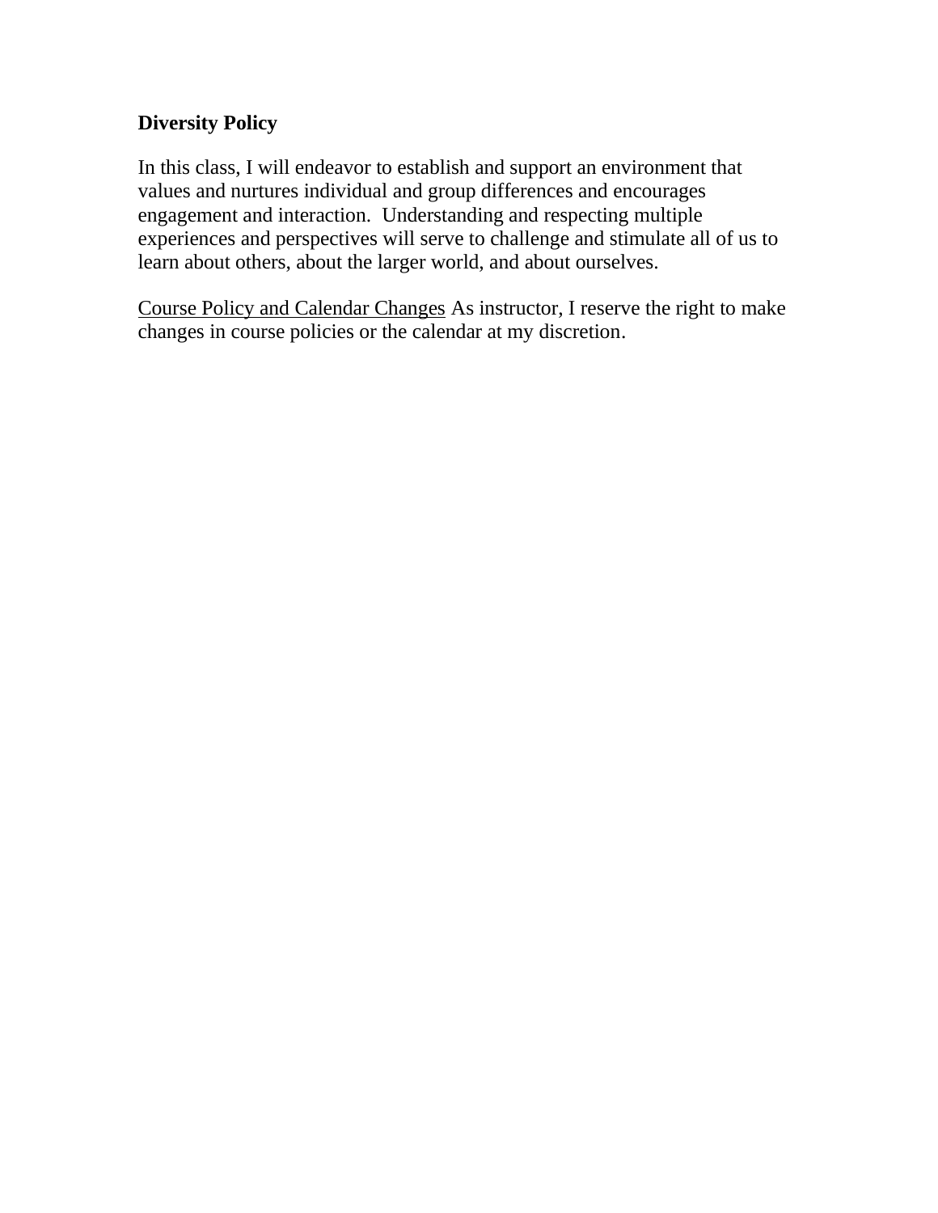**Diversity Policy**

In this class, I will endeavor to establish and support an environment that values and nurtures individual and group differences and encourages engagement and interaction. Understanding and respecting multiple experiences and perspectives will serve to challenge and stimulate all of us to learn about others, about the larger world, and about ourselves.

<u>Course Policy and Calendar Changes</u> As instructor, I reserve the right to make changes in course policies or the calendar at my discretion.